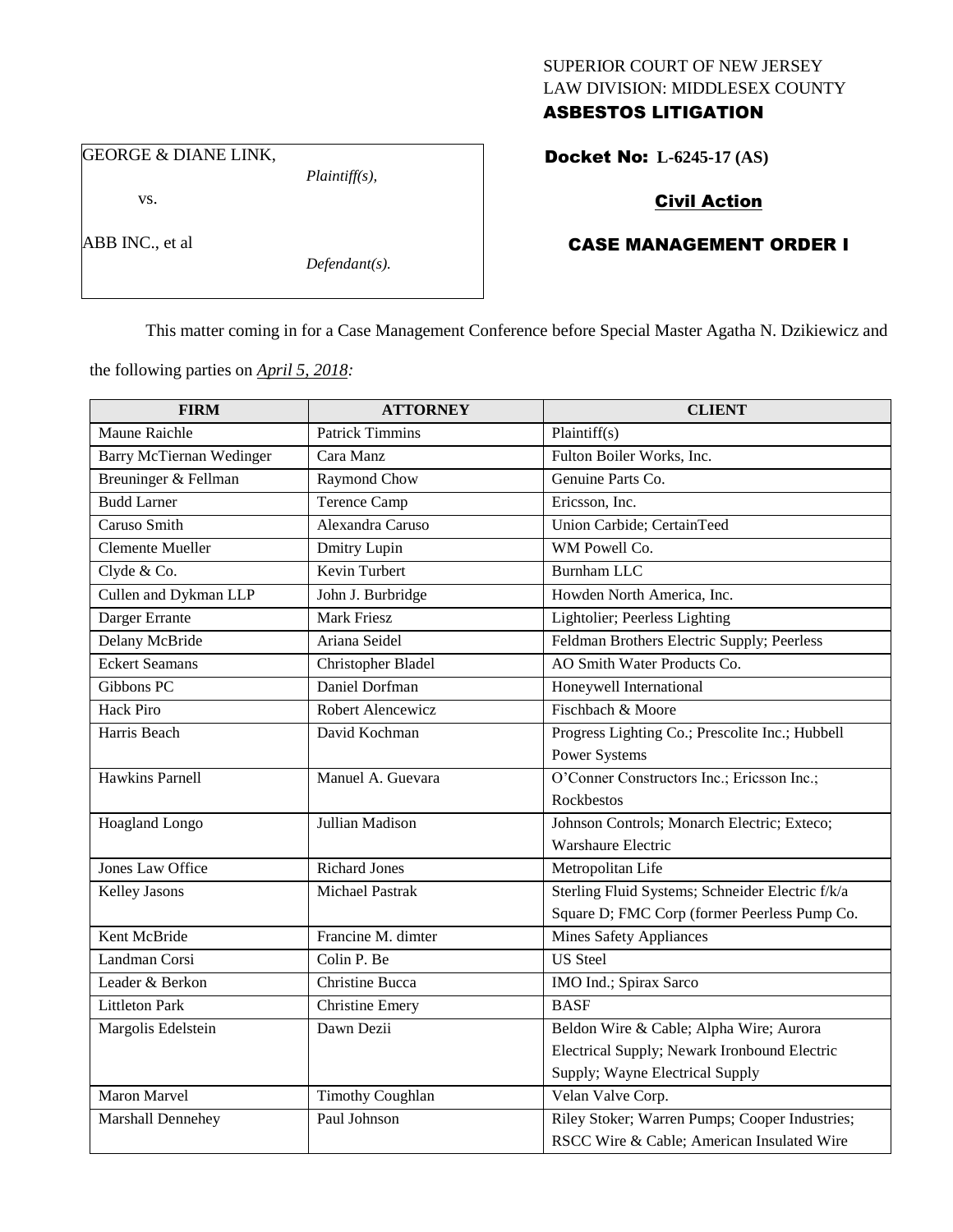SUPERIOR COURT OF NEW JERSEY
LAW DIVISION: MIDDLESEX COUNTY

**ASBESTOS LITIGATION**

GEORGE & DIANE LINK,

*Plaintiff(s),*

vs.

ABB INC., et al

*Defendant(s).*

**Docket No: L-6245-17 (AS)**

**Civil Action**

**CASE MANAGEMENT ORDER I**

This matter coming in for a Case Management Conference before Special Master Agatha N. Dzikiewicz and the following parties on *April 5, 2018:*

| FIRM | ATTORNEY | CLIENT |
|---|---|---|
| Maune Raichle | Patrick Timmins | Plaintiff(s) |
| Barry McTiernan Wedinger | Cara Manz | Fulton Boiler Works, Inc. |
| Breuninger & Fellman | Raymond Chow | Genuine Parts Co. |
| Budd Larner | Terence Camp | Ericsson, Inc. |
| Caruso Smith | Alexandra Caruso | Union Carbide; CertainTeed |
| Clemente Mueller | Dmitry Lupin | WM Powell Co. |
| Clyde & Co. | Kevin Turbert | Burnham LLC |
| Cullen and Dykman LLP | John J. Burbridge | Howden North America, Inc. |
| Darger Errante | Mark Friesz | Lightolier; Peerless Lighting |
| Delany McBride | Ariana Seidel | Feldman Brothers Electric Supply; Peerless |
| Eckert Seamans | Christopher Bladel | AO Smith Water Products Co. |
| Gibbons PC | Daniel Dorfman | Honeywell International |
| Hack Piro | Robert Alencewicz | Fischbach & Moore |
| Harris Beach | David Kochman | Progress Lighting Co.; Prescolite Inc.; Hubbell Power Systems |
| Hawkins Parnell | Manuel A. Guevara | O'Conner Constructors Inc.; Ericsson Inc.; Rockbestos |
| Hoagland Longo | Jullian Madison | Johnson Controls; Monarch Electric; Exteco; Warshaure Electric |
| Jones Law Office | Richard Jones | Metropolitan Life |
| Kelley Jasons | Michael Pastrak | Sterling Fluid Systems; Schneider Electric f/k/a Square D; FMC Corp (former Peerless Pump Co. |
| Kent McBride | Francine M. dimter | Mines Safety Appliances |
| Landman Corsi | Colin P. Be | US Steel |
| Leader & Berkon | Christine Bucca | IMO Ind.; Spirax Sarco |
| Littleton Park | Christine Emery | BASF |
| Margolis Edelstein | Dawn Dezii | Beldon Wire & Cable; Alpha Wire; Aurora Electrical Supply; Newark Ironbound Electric Supply; Wayne Electrical Supply |
| Maron Marvel | Timothy Coughlan | Velan Valve Corp. |
| Marshall Dennehey | Paul Johnson | Riley Stoker; Warren Pumps; Cooper Industries; RSCC Wire & Cable; American Insulated Wire |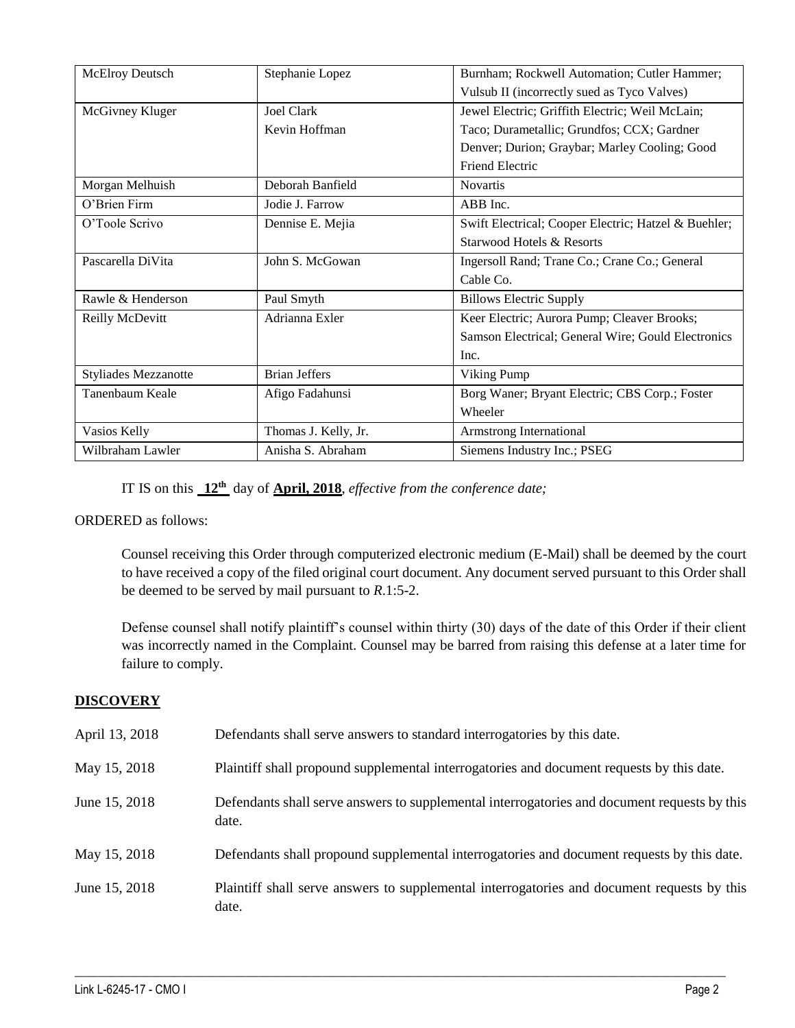| McElroy Deutsch | Stephanie Lopez | Burnham; Rockwell Automation; Cutler Hammer; Vulsub II (incorrectly sued as Tyco Valves) |
|---|---|---|
| McGivney Kluger | Joel Clark<br>Kevin Hoffman | Jewel Electric; Griffith Electric; Weil McLain; Taco; Durametallic; Grundfos; CCX; Gardner Denver; Durion; Graybar; Marley Cooling; Good Friend Electric |
| Morgan Melhuish | Deborah Banfield | Novartis |
| O'Brien Firm | Jodie J. Farrow | ABB Inc. |
| O'Toole Scrivo | Dennise E. Mejia | Swift Electrical; Cooper Electric; Hatzel & Buehler; Starwood Hotels & Resorts |
| Pascarella DiVita | John S. McGowan | Ingersoll Rand; Trane Co.; Crane Co.; General Cable Co. |
| Rawle & Henderson | Paul Smyth | Billows Electric Supply |
| Reilly McDevitt | Adrianna Exler | Keer Electric; Aurora Pump; Cleaver Brooks; Samson Electrical; General Wire; Gould Electronics Inc. |
| Styliades Mezzanotte | Brian Jeffers | Viking Pump |
| Tanenbaum Keale | Afigo Fadahunsi | Borg Waner; Bryant Electric; CBS Corp.; Foster Wheeler |
| Vasios Kelly | Thomas J. Kelly, Jr. | Armstrong International |
| Wilbraham Lawler | Anisha S. Abraham | Siemens Industry Inc.; PSEG |

IT IS on this **12th** day of **April, 2018**, *effective from the conference date;*

ORDERED as follows:

Counsel receiving this Order through computerized electronic medium (E-Mail) shall be deemed by the court to have received a copy of the filed original court document. Any document served pursuant to this Order shall be deemed to be served by mail pursuant to *R*.1:5-2.

Defense counsel shall notify plaintiff's counsel within thirty (30) days of the date of this Order if their client was incorrectly named in the Complaint. Counsel may be barred from raising this defense at a later time for failure to comply.

## DISCOVERY

| | |
|---|---|
| April 13, 2018 | Defendants shall serve answers to standard interrogatories by this date. |
| May 15, 2018 | Plaintiff shall propound supplemental interrogatories and document requests by this date. |
| June 15, 2018 | Defendants shall serve answers to supplemental interrogatories and document requests by this date. |
| May 15, 2018 | Defendants shall propound supplemental interrogatories and document requests by this date. |
| June 15, 2018 | Plaintiff shall serve answers to supplemental interrogatories and document requests by this date. |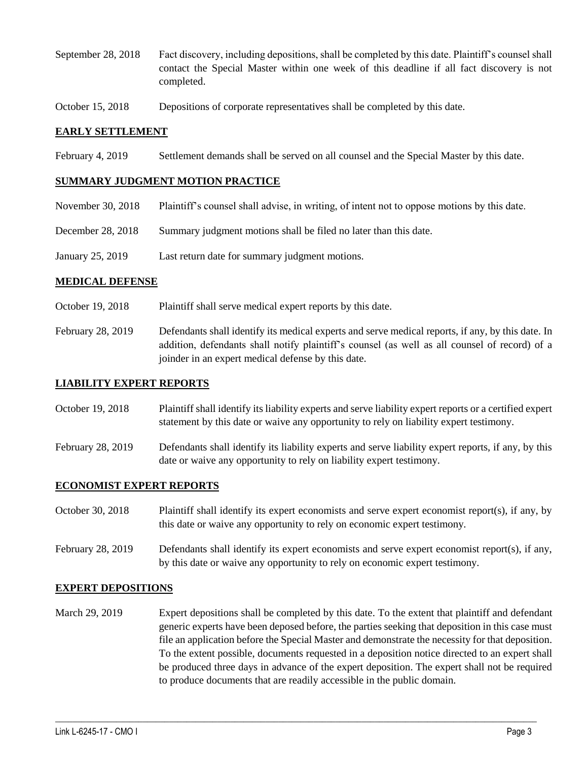September 28, 2018 Fact discovery, including depositions, shall be completed by this date. Plaintiff's counsel shall contact the Special Master within one week of this deadline if all fact discovery is not completed.

October 15, 2018 Depositions of corporate representatives shall be completed by this date.

## EARLY SETTLEMENT

February 4, 2019 Settlement demands shall be served on all counsel and the Special Master by this date.

## SUMMARY JUDGMENT MOTION PRACTICE

November 30, 2018 Plaintiff's counsel shall advise, in writing, of intent not to oppose motions by this date.

December 28, 2018 Summary judgment motions shall be filed no later than this date.

January 25, 2019 Last return date for summary judgment motions.

## MEDICAL DEFENSE

October 19, 2018 Plaintiff shall serve medical expert reports by this date.

February 28, 2019 Defendants shall identify its medical experts and serve medical reports, if any, by this date. In addition, defendants shall notify plaintiff's counsel (as well as all counsel of record) of a joinder in an expert medical defense by this date.

## LIABILITY EXPERT REPORTS

October 19, 2018 Plaintiff shall identify its liability experts and serve liability expert reports or a certified expert statement by this date or waive any opportunity to rely on liability expert testimony.

February 28, 2019 Defendants shall identify its liability experts and serve liability expert reports, if any, by this date or waive any opportunity to rely on liability expert testimony.

## ECONOMIST EXPERT REPORTS

October 30, 2018 Plaintiff shall identify its expert economists and serve expert economist report(s), if any, by this date or waive any opportunity to rely on economic expert testimony.

February 28, 2019 Defendants shall identify its expert economists and serve expert economist report(s), if any, by this date or waive any opportunity to rely on economic expert testimony.

## EXPERT DEPOSITIONS

March 29, 2019 Expert depositions shall be completed by this date. To the extent that plaintiff and defendant generic experts have been deposed before, the parties seeking that deposition in this case must file an application before the Special Master and demonstrate the necessity for that deposition. To the extent possible, documents requested in a deposition notice directed to an expert shall be produced three days in advance of the expert deposition. The expert shall not be required to produce documents that are readily accessible in the public domain.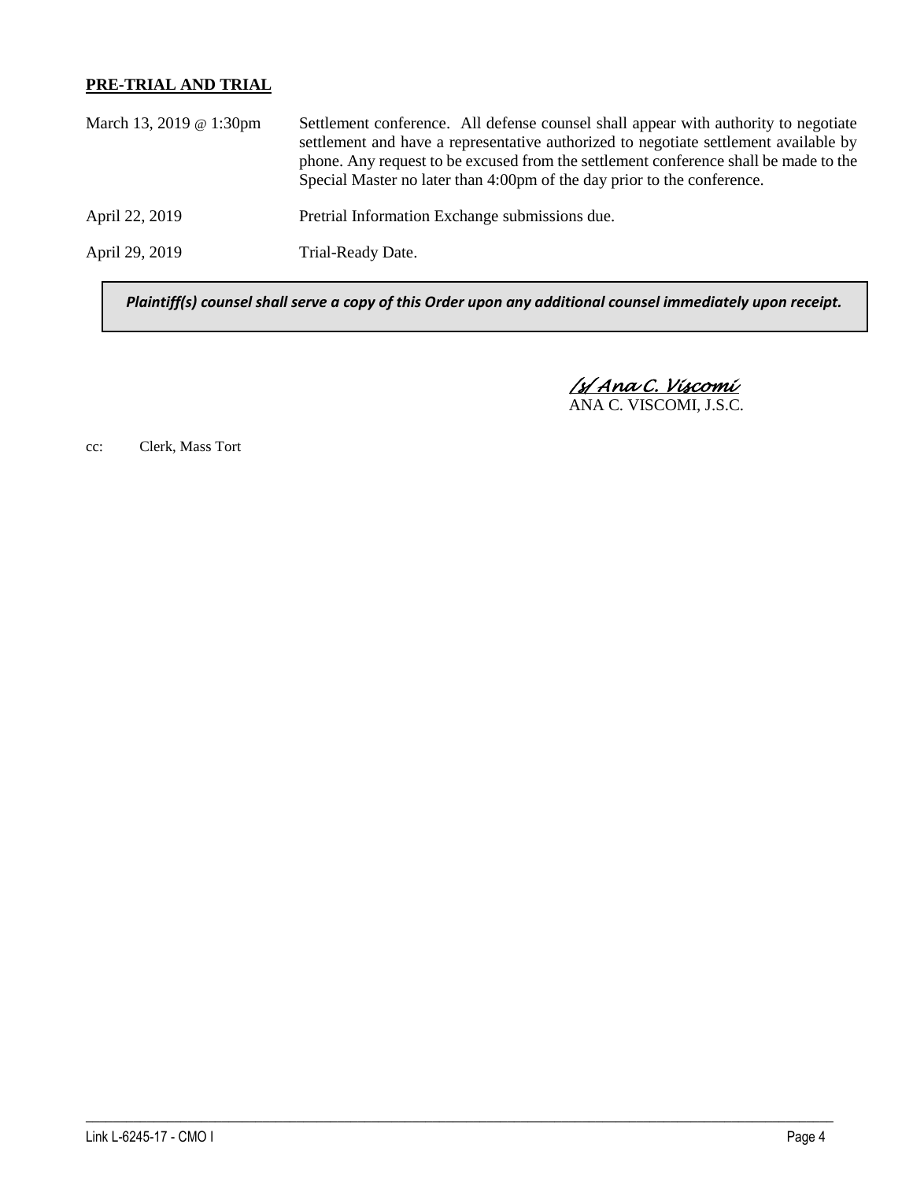**PRE-TRIAL AND TRIAL**

| | |
|---|---|
| March 13, 2019 @ 1:30pm | Settlement conference. All defense counsel shall appear with authority to negotiate settlement and have a representative authorized to negotiate settlement available by phone. Any request to be excused from the settlement conference shall be made to the Special Master no later than 4:00pm of the day prior to the conference. |
| April 22, 2019 | Pretrial Information Exchange submissions due. |
| April 29, 2019 | Trial-Ready Date. |

***Plaintiff(s) counsel shall serve a copy of this Order upon any additional counsel immediately upon receipt.***

/s/ Ana C. Viscomi
ANA C. VISCOMI, J.S.C.

cc: Clerk, Mass Tort